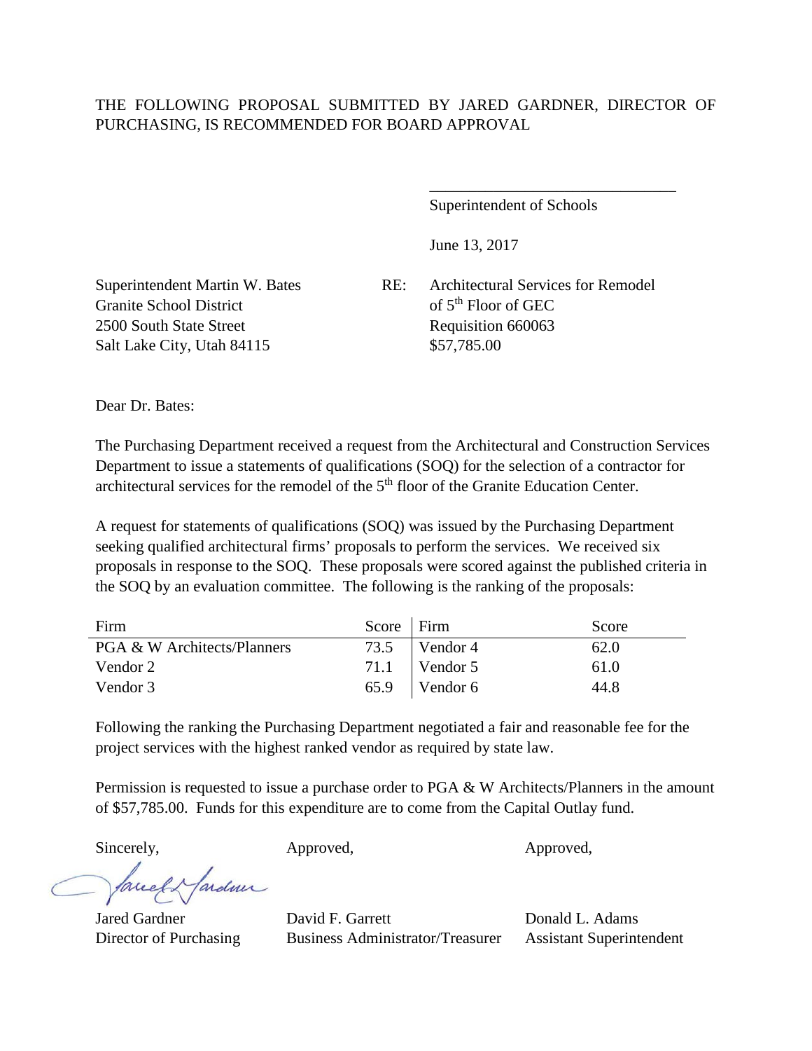THE FOLLOWING PROPOSAL SUBMITTED BY JARED GARDNER, DIRECTOR OF PURCHASING, IS RECOMMENDED FOR BOARD APPROVAL

\_\_\_\_\_\_\_\_\_\_\_\_\_\_\_\_\_\_\_\_\_\_\_\_\_\_\_\_\_\_\_\_

Superintendent of Schools

June 13, 2017

Superintendent Martin W. Bates
Granite School District
2500 South State Street
Salt Lake City, Utah 84115

RE: Architectural Services for Remodel of 5th Floor of GEC
Requisition 660063
$57,785.00

Dear Dr. Bates:

The Purchasing Department received a request from the Architectural and Construction Services Department to issue a statements of qualifications (SOQ) for the selection of a contractor for architectural services for the remodel of the 5th floor of the Granite Education Center.

A request for statements of qualifications (SOQ) was issued by the Purchasing Department seeking qualified architectural firms' proposals to perform the services. We received six proposals in response to the SOQ. These proposals were scored against the published criteria in the SOQ by an evaluation committee. The following is the ranking of the proposals:

| Firm | Score | Firm | Score |
|---|---|---|---|
| PGA & W Architects/Planners | 73.5 | Vendor 4 | 62.0 |
| Vendor 2 | 71.1 | Vendor 5 | 61.0 |
| Vendor 3 | 65.9 | Vendor 6 | 44.8 |

Following the ranking the Purchasing Department negotiated a fair and reasonable fee for the project services with the highest ranked vendor as required by state law.

Permission is requested to issue a purchase order to PGA & W Architects/Planners in the amount of $57,785.00. Funds for this expenditure are to come from the Capital Outlay fund.

Sincerely,

Jared Gardner
Director of Purchasing

Approved,

David F. Garrett
Business Administrator/Treasurer

Approved,

Donald L. Adams
Assistant Superintendent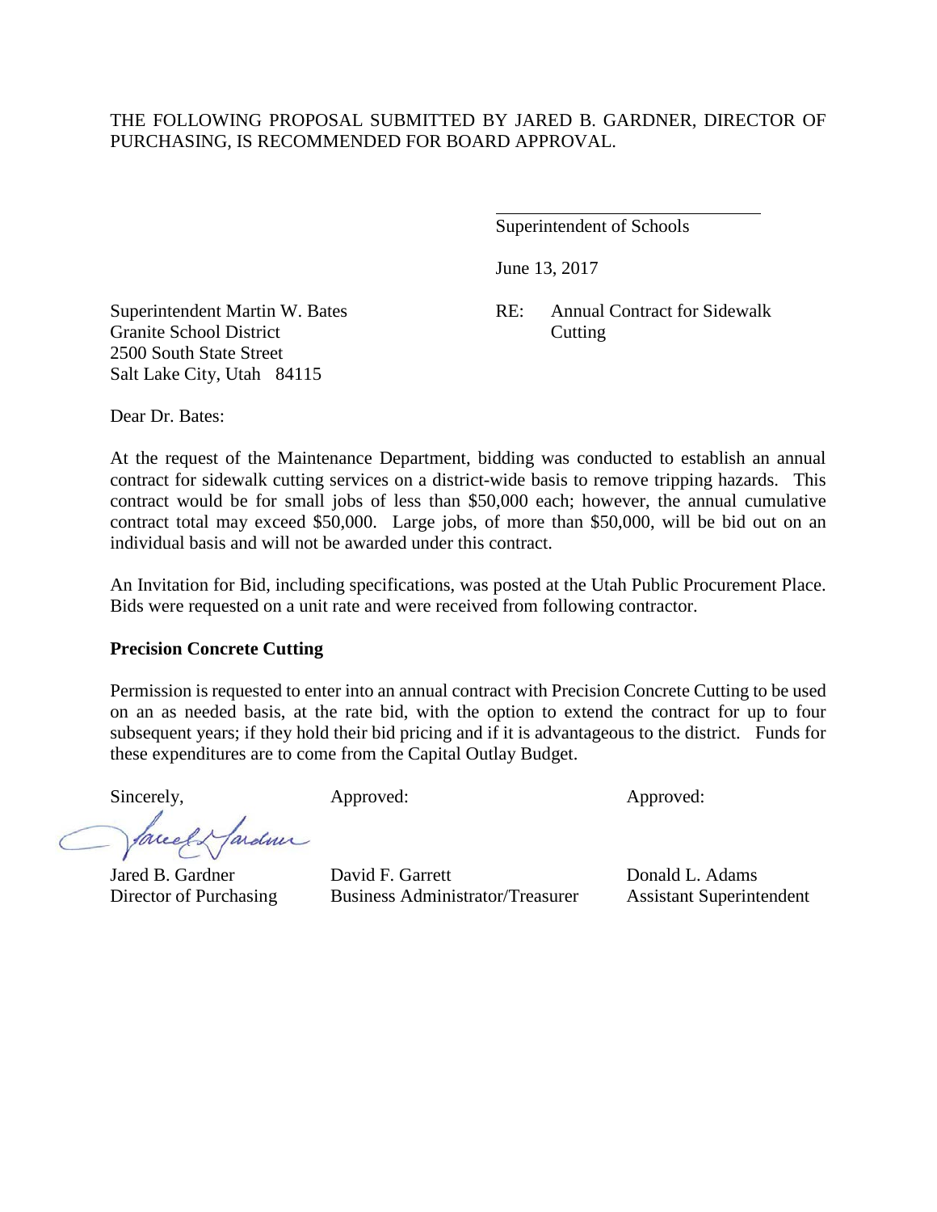THE FOLLOWING PROPOSAL SUBMITTED BY JARED B. GARDNER, DIRECTOR OF PURCHASING, IS RECOMMENDED FOR BOARD APPROVAL.

\_\_\_\_\_\_\_\_\_\_\_\_\_\_\_\_\_\_\_\_\_\_\_\_\_\_\_\_\_\_
Superintendent of Schools

June 13, 2017

Superintendent Martin W. Bates
Granite School District
2500 South State Street
Salt Lake City, Utah 84115

RE: Annual Contract for Sidewalk Cutting

Dear Dr. Bates:

At the request of the Maintenance Department, bidding was conducted to establish an annual contract for sidewalk cutting services on a district-wide basis to remove tripping hazards. This contract would be for small jobs of less than $50,000 each; however, the annual cumulative contract total may exceed $50,000. Large jobs, of more than $50,000, will be bid out on an individual basis and will not be awarded under this contract.

An Invitation for Bid, including specifications, was posted at the Utah Public Procurement Place. Bids were requested on a unit rate and were received from following contractor.

**Precision Concrete Cutting**

Permission is requested to enter into an annual contract with Precision Concrete Cutting to be used on an as needed basis, at the rate bid, with the option to extend the contract for up to four subsequent years; if they hold their bid pricing and if it is advantageous to the district. Funds for these expenditures are to come from the Capital Outlay Budget.

| Sincerely, | Approved: | Approved: |
|---|---|---|
| Jared B. Gardner | David F. Garrett | Donald L. Adams |
| Director of Purchasing | Business Administrator/Treasurer | Assistant Superintendent |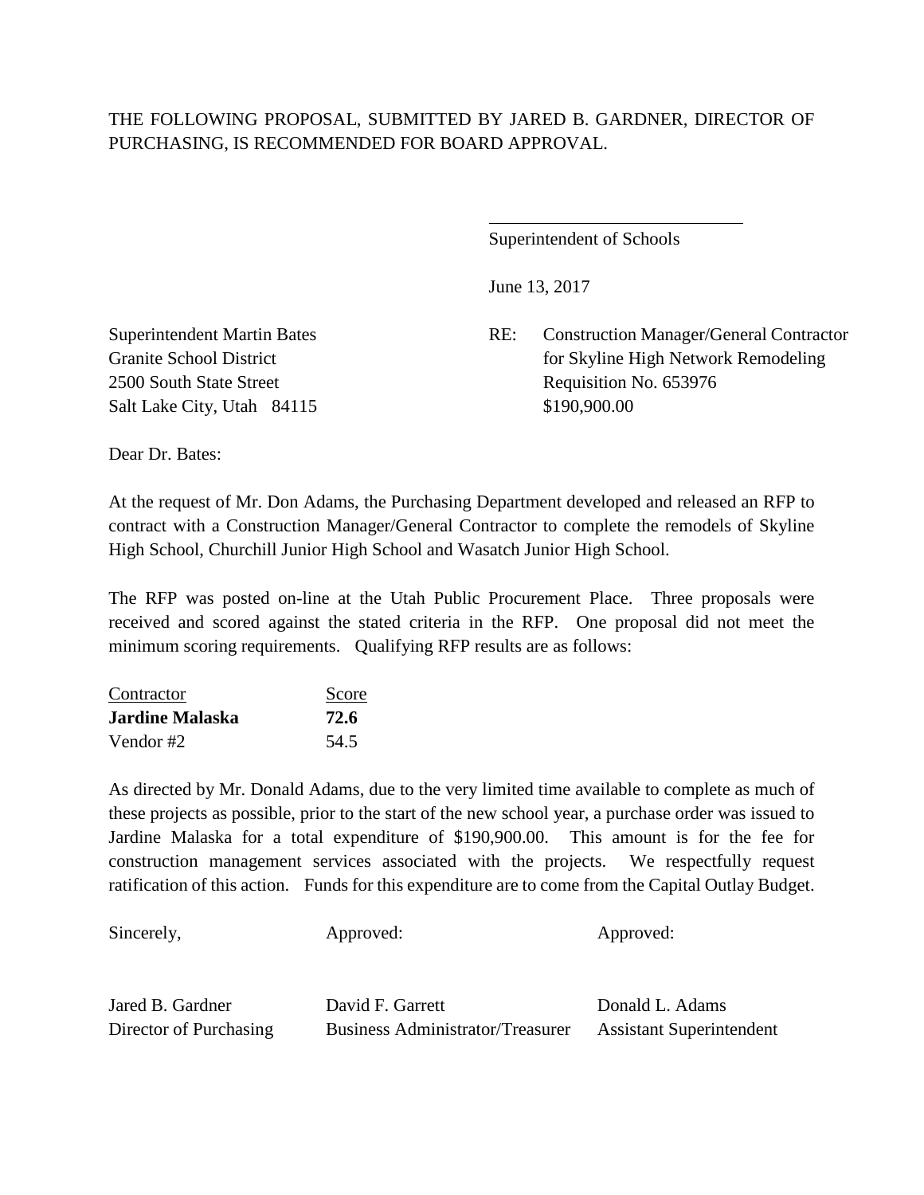THE FOLLOWING PROPOSAL, SUBMITTED BY JARED B. GARDNER, DIRECTOR OF PURCHASING, IS RECOMMENDED FOR BOARD APPROVAL.

\_\_\_\_\_\_\_\_\_\_\_\_\_\_\_\_\_\_\_\_\_\_\_\_\_\_\_\_\_\_

Superintendent of Schools

June 13, 2017

Superintendent Martin Bates
Granite School District
2500 South State Street
Salt Lake City, Utah 84115

RE: Construction Manager/General Contractor for Skyline High Network Remodeling
Requisition No. 653976
$190,900.00

Dear Dr. Bates:

At the request of Mr. Don Adams, the Purchasing Department developed and released an RFP to contract with a Construction Manager/General Contractor to complete the remodels of Skyline High School, Churchill Junior High School and Wasatch Junior High School.

The RFP was posted on-line at the Utah Public Procurement Place. Three proposals were received and scored against the stated criteria in the RFP. One proposal did not meet the minimum scoring requirements. Qualifying RFP results are as follows:

| Contractor | Score |
|---|---|
| **Jardine Malaska** | **72.6** |
| Vendor #2 | 54.5 |

As directed by Mr. Donald Adams, due to the very limited time available to complete as much of these projects as possible, prior to the start of the new school year, a purchase order was issued to Jardine Malaska for a total expenditure of $190,900.00. This amount is for the fee for construction management services associated with the projects. We respectfully request ratification of this action. Funds for this expenditure are to come from the Capital Outlay Budget.

| Sincerely, | Approved: | Approved: |
|---|---|---|
| Jared B. Gardner | David F. Garrett | Donald L. Adams |
| Director of Purchasing | Business Administrator/Treasurer | Assistant Superintendent |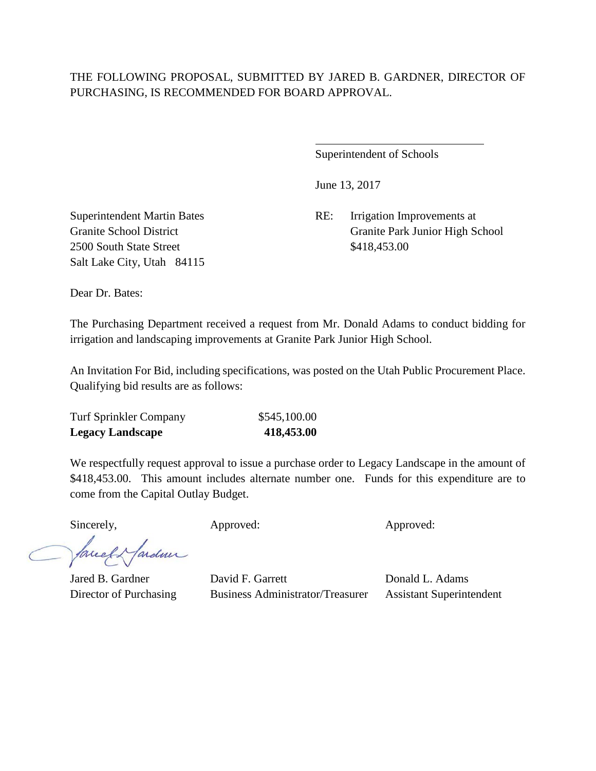THE FOLLOWING PROPOSAL, SUBMITTED BY JARED B. GARDNER, DIRECTOR OF PURCHASING, IS RECOMMENDED FOR BOARD APPROVAL.

\_\_\_\_\_\_\_\_\_\_\_\_\_\_\_\_\_\_\_\_\_\_\_\_\_\_\_\_\_\_

Superintendent of Schools

June 13, 2017

Superintendent Martin Bates
Granite School District
2500 South State Street
Salt Lake City, Utah 84115

RE: Irrigation Improvements at
Granite Park Junior High School
$418,453.00

Dear Dr. Bates:

The Purchasing Department received a request from Mr. Donald Adams to conduct bidding for irrigation and landscaping improvements at Granite Park Junior High School.

An Invitation For Bid, including specifications, was posted on the Utah Public Procurement Place. Qualifying bid results are as follows:

| | |
|---|---|
| Turf Sprinkler Company | $545,100.00 |
| **Legacy Landscape** | **418,453.00** |

We respectfully request approval to issue a purchase order to Legacy Landscape in the amount of $418,453.00. This amount includes alternate number one. Funds for this expenditure are to come from the Capital Outlay Budget.

| Sincerely, | Approved: | Approved: |
|---|---|---|
| Jared B. Gardner<br>Director of Purchasing | David F. Garrett<br>Business Administrator/Treasurer | Donald L. Adams<br>Assistant Superintendent |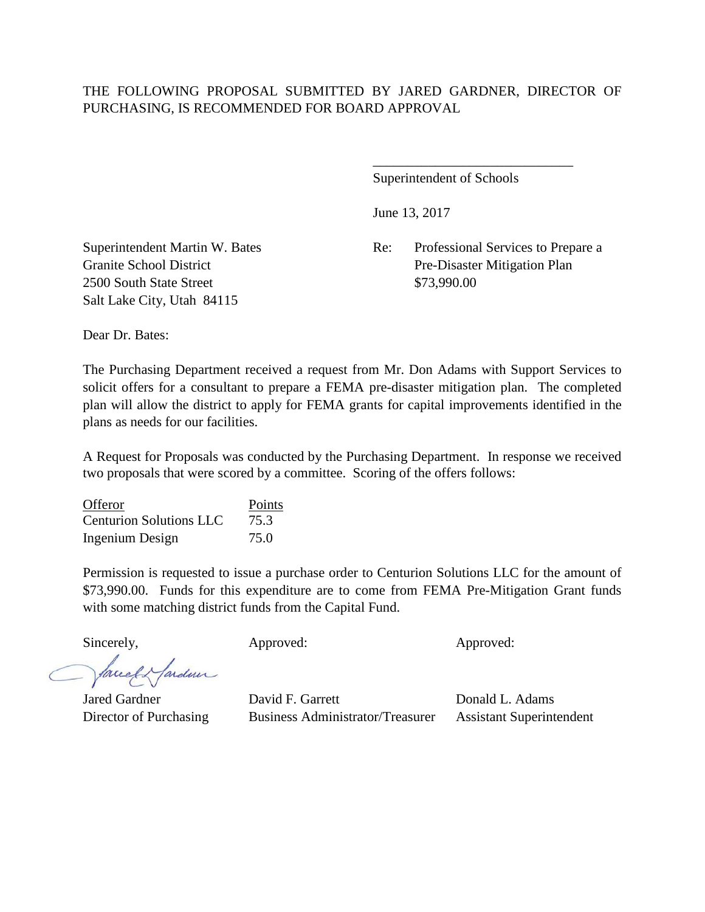THE FOLLOWING PROPOSAL SUBMITTED BY JARED GARDNER, DIRECTOR OF PURCHASING, IS RECOMMENDED FOR BOARD APPROVAL

\_\_\_\_\_\_\_\_\_\_\_\_\_\_\_\_\_\_\_\_\_\_\_\_\_\_\_\_\_\_
Superintendent of Schools

June 13, 2017

Superintendent Martin W. Bates
Granite School District
2500 South State Street
Salt Lake City, Utah 84115

Re: Professional Services to Prepare a Pre-Disaster Mitigation Plan
$73,990.00

Dear Dr. Bates:

The Purchasing Department received a request from Mr. Don Adams with Support Services to solicit offers for a consultant to prepare a FEMA pre-disaster mitigation plan. The completed plan will allow the district to apply for FEMA grants for capital improvements identified in the plans as needs for our facilities.

A Request for Proposals was conducted by the Purchasing Department. In response we received two proposals that were scored by a committee. Scoring of the offers follows:

| Offeror | Points |
|---|---|
| Centurion Solutions LLC | 75.3 |
| Ingenium Design | 75.0 |

Permission is requested to issue a purchase order to Centurion Solutions LLC for the amount of $73,990.00. Funds for this expenditure are to come from FEMA Pre-Mitigation Grant funds with some matching district funds from the Capital Fund.

| Sincerely, | Approved: | Approved: |
|---|---|---|
| Jared Gardner | David F. Garrett | Donald L. Adams |
| Director of Purchasing | Business Administrator/Treasurer | Assistant Superintendent |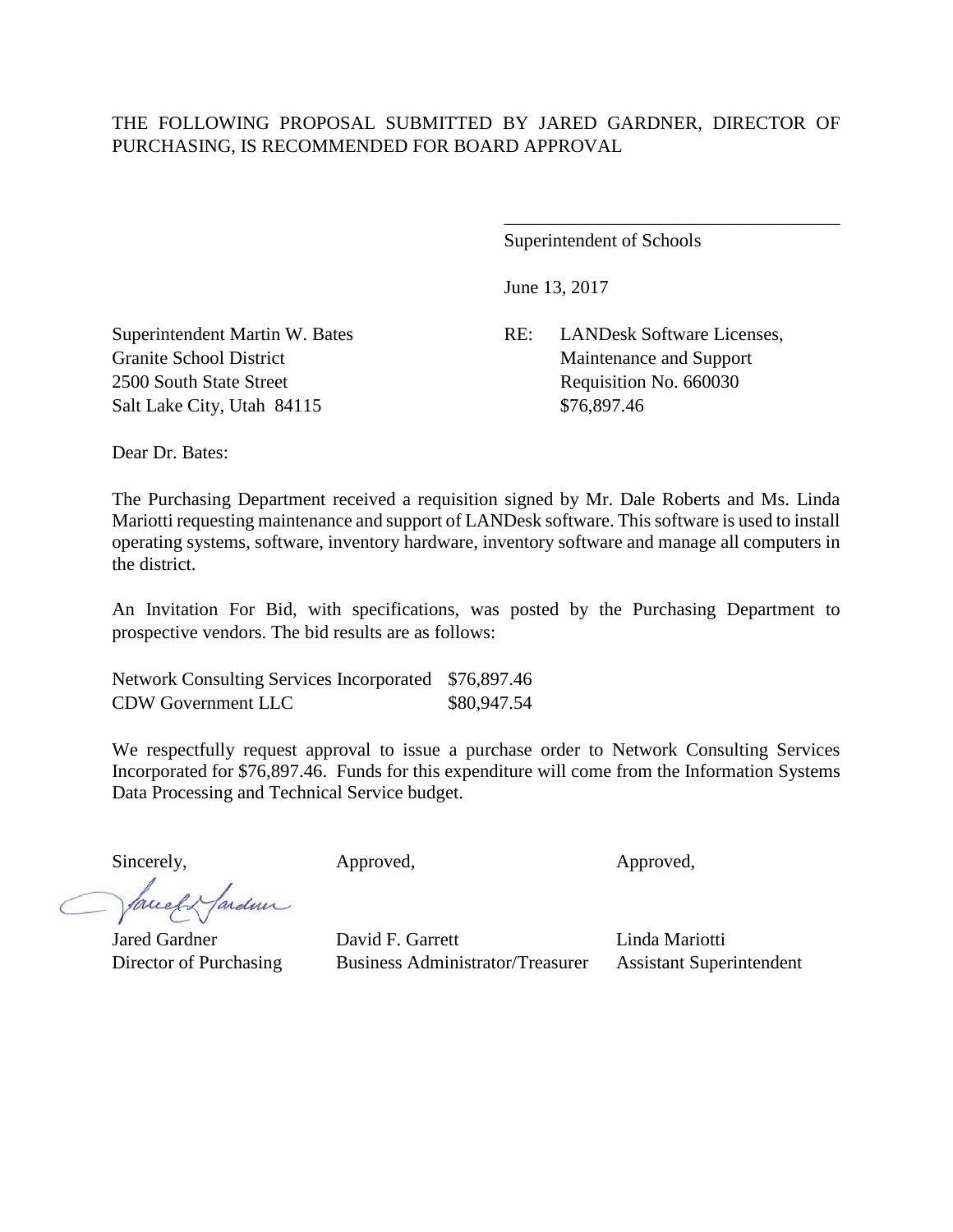THE FOLLOWING PROPOSAL SUBMITTED BY JARED GARDNER, DIRECTOR OF PURCHASING, IS RECOMMENDED FOR BOARD APPROVAL

\_\_\_\_\_\_\_\_\_\_\_\_\_\_\_\_\_\_\_\_\_\_\_\_\_\_\_\_\_\_\_\_\_\_\_\_

Superintendent of Schools

June 13, 2017

Superintendent Martin W. Bates
Granite School District
2500 South State Street
Salt Lake City, Utah 84115

RE: LANDesk Software Licenses, Maintenance and Support
Requisition No. 660030
$76,897.46

Dear Dr. Bates:

The Purchasing Department received a requisition signed by Mr. Dale Roberts and Ms. Linda Mariotti requesting maintenance and support of LANDesk software. This software is used to install operating systems, software, inventory hardware, inventory software and manage all computers in the district.

An Invitation For Bid, with specifications, was posted by the Purchasing Department to prospective vendors. The bid results are as follows:

| | |
|---|---|
| Network Consulting Services Incorporated | $76,897.46 |
| CDW Government LLC | $80,947.54 |

We respectfully request approval to issue a purchase order to Network Consulting Services Incorporated for $76,897.46. Funds for this expenditure will come from the Information Systems Data Processing and Technical Service budget.

| Sincerely, | Approved, | Approved, |
|---|---|---|
| Jared Gardner | David F. Garrett | Linda Mariotti |
| Director of Purchasing | Business Administrator/Treasurer | Assistant Superintendent |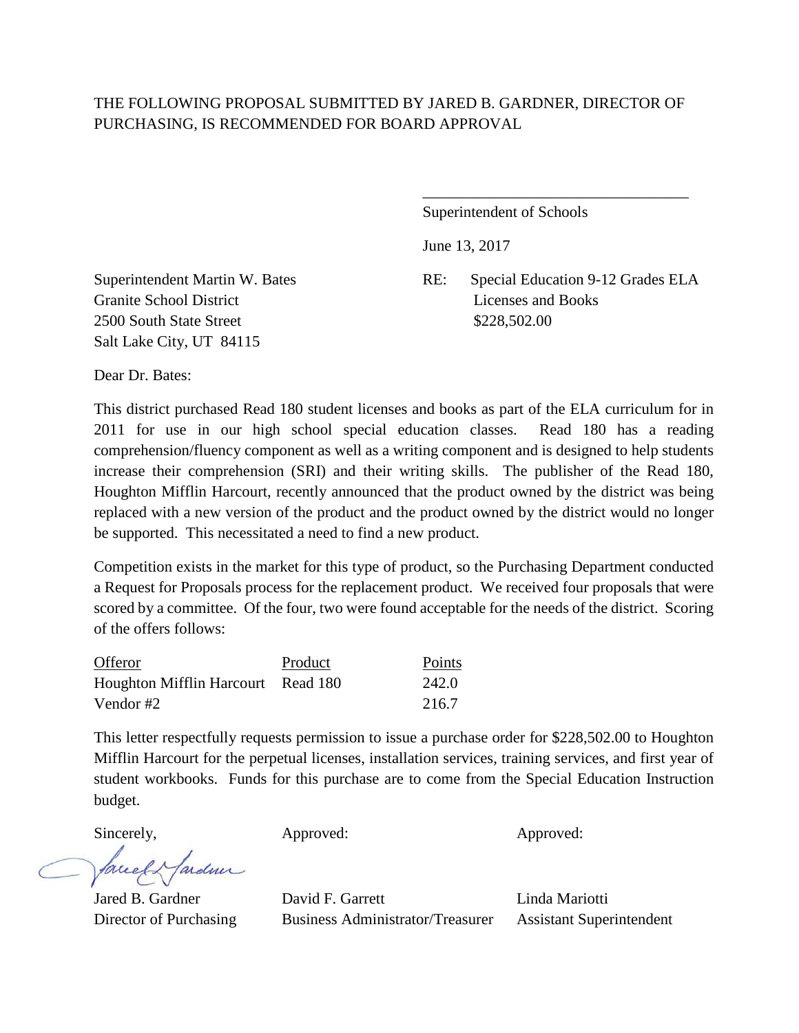THE FOLLOWING PROPOSAL SUBMITTED BY JARED B. GARDNER, DIRECTOR OF PURCHASING, IS RECOMMENDED FOR BOARD APPROVAL

\_\_\_\_\_\_\_\_\_\_\_\_\_\_\_\_\_\_\_\_\_\_\_\_\_\_\_\_\_\_\_\_\_\_

Superintendent of Schools

June 13, 2017

Superintendent Martin W. Bates
Granite School District
2500 South State Street
Salt Lake City, UT 84115

RE: Special Education 9-12 Grades ELA Licenses and Books
$228,502.00

Dear Dr. Bates:

This district purchased Read 180 student licenses and books as part of the ELA curriculum for in 2011 for use in our high school special education classes. Read 180 has a reading comprehension/fluency component as well as a writing component and is designed to help students increase their comprehension (SRI) and their writing skills. The publisher of the Read 180, Houghton Mifflin Harcourt, recently announced that the product owned by the district was being replaced with a new version of the product and the product owned by the district would no longer be supported. This necessitated a need to find a new product.

Competition exists in the market for this type of product, so the Purchasing Department conducted a Request for Proposals process for the replacement product. We received four proposals that were scored by a committee. Of the four, two were found acceptable for the needs of the district. Scoring of the offers follows:

| Offeror | Product | Points |
|---|---|---|
| Houghton Mifflin Harcourt | Read 180 | 242.0 |
| Vendor #2 | | 216.7 |

This letter respectfully requests permission to issue a purchase order for $228,502.00 to Houghton Mifflin Harcourt for the perpetual licenses, installation services, training services, and first year of student workbooks. Funds for this purchase are to come from the Special Education Instruction budget.

Sincerely,

Jared B. Gardner
Director of Purchasing

Approved:

David F. Garrett
Business Administrator/Treasurer

Approved:

Linda Mariotti
Assistant Superintendent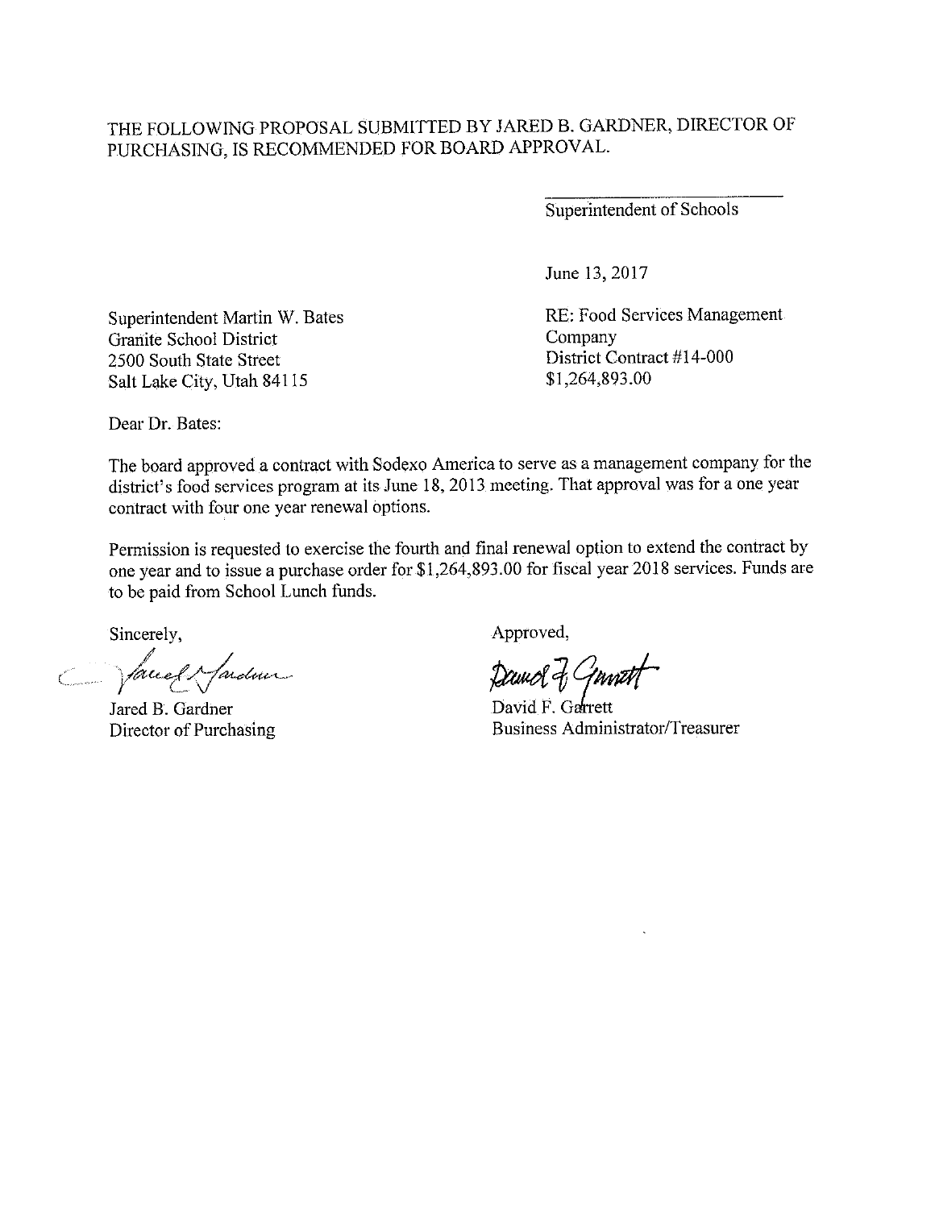THE FOLLOWING PROPOSAL SUBMITTED BY JARED B. GARDNER, DIRECTOR OF PURCHASING, IS RECOMMENDED FOR BOARD APPROVAL.

\_\_\_\_\_\_\_\_\_\_\_\_\_\_\_\_\_\_\_\_\_\_\_\_\_\_\_\_
Superintendent of Schools

June 13, 2017

Superintendent Martin W. Bates
Granite School District
2500 South State Street
Salt Lake City, Utah 84115

RE: Food Services Management Company
District Contract #14-000
$1,264,893.00

Dear Dr. Bates:

The board approved a contract with Sodexo America to serve as a management company for the district's food services program at its June 18, 2013 meeting. That approval was for a one year contract with four one year renewal options.

Permission is requested to exercise the fourth and final renewal option to extend the contract by one year and to issue a purchase order for $1,264,893.00 for fiscal year 2018 services. Funds are to be paid from School Lunch funds.

Sincerely,

Jared B. Gardner
Director of Purchasing

Approved,

David F. Garrett
Business Administrator/Treasurer